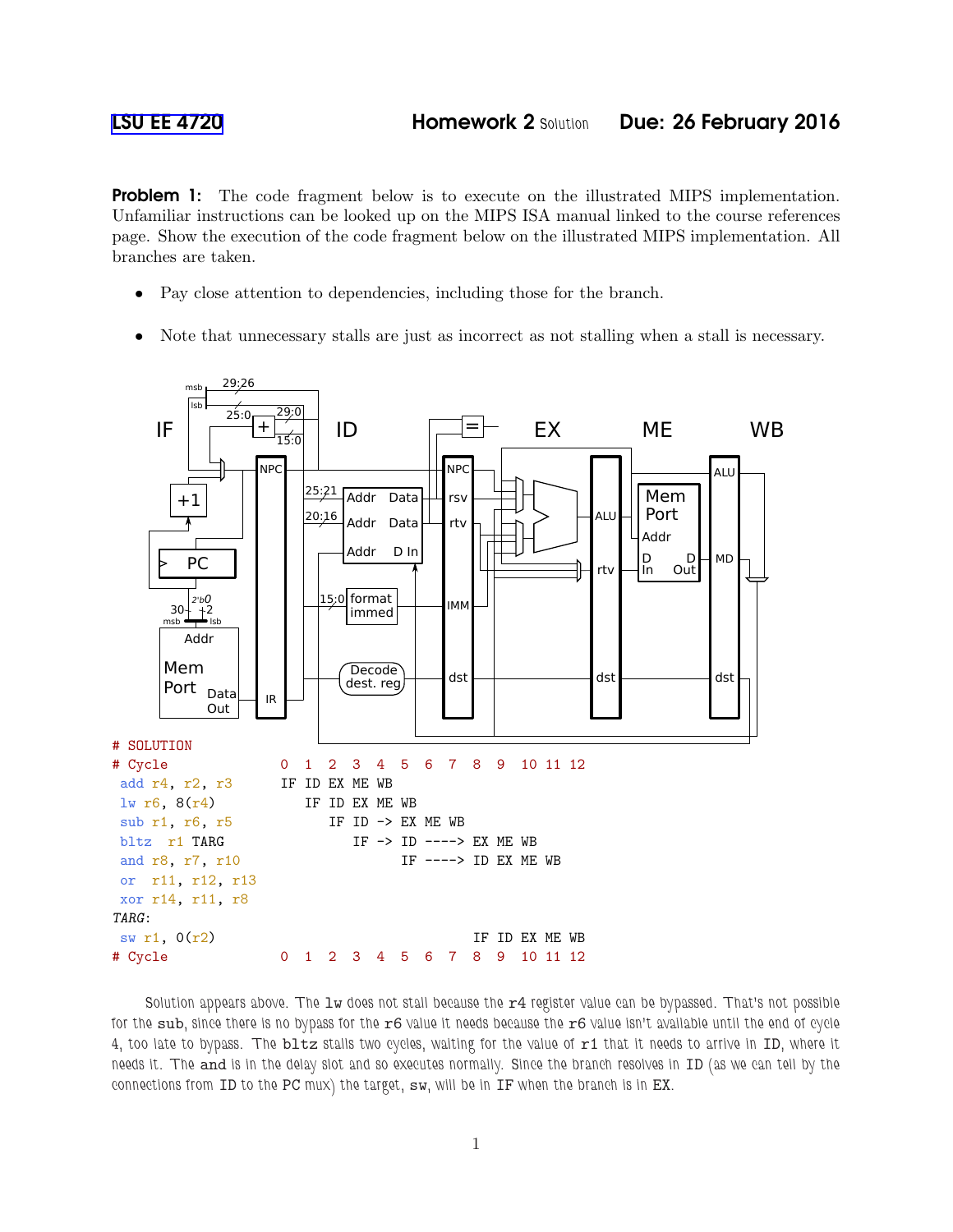[LSU EE 4720](#) **Homework 2** Solution **Due: 26 February 2016**

**Problem 1:** The code fragment below is to execute on the illustrated MIPS implementation. Unfamiliar instructions can be looked up on the MIPS ISA manual linked to the course references page. Show the execution of the code fragment below on the illustrated MIPS implementation. All branches are taken.

- Pay close attention to dependencies, including those for the branch.
- Note that unnecessary stalls are just as incorrect as not stalling when a stall is necessary.

```
# SOLUTION
# Cycle              0  1  2  3  4  5  6  7  8  9  10 11 12
 add r4, r2, r3      IF ID EX ME WB
 lw r6, 8(r4)           IF ID EX ME WB
 sub r1, r6, r5            IF ID -> EX ME WB
 bltz  r1 TARG                IF -> ID ----> EX ME WB
 and r8, r7, r10                    IF ----> ID EX ME WB
 or  r11, r12, r13
 xor r14, r11, r8
TARG:
 sw r1, 0(r2)                                IF ID EX ME WB
# Cycle              0  1  2  3  4  5  6  7  8  9  10 11 12
```

Solution appears above. The `lw` does not stall because the `r4` register value can be bypassed. That's not possible for the `sub`, since there is no bypass for the `r6` value it needs because the `r6` value isn't available until the end of cycle 4, too late to bypass. The `bltz` stalls two cycles, waiting for the value of `r1` that it needs to arrive in ID, where it needs it. The `and` is in the delay slot and so executes normally. Since the branch resolves in ID (as we can tell by the connections from ID to the PC mux) the target, `sw`, will be in IF when the branch is in EX.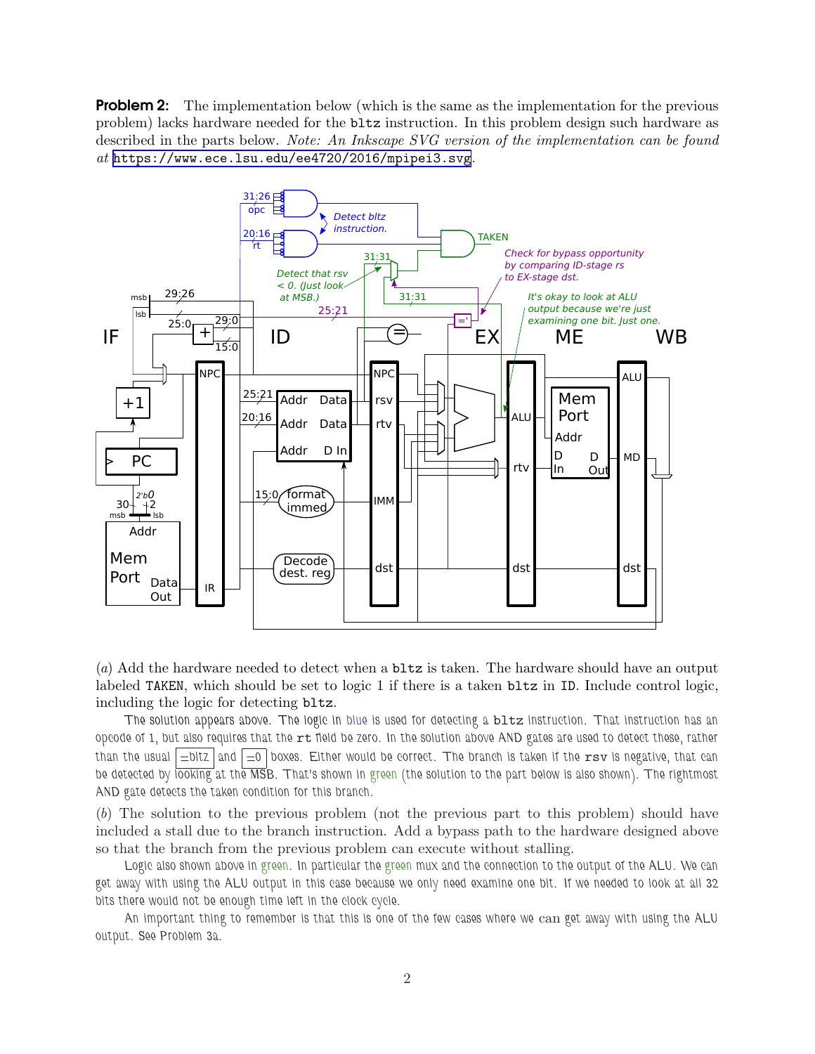**Problem 2:** The implementation below (which is the same as the implementation for the previous problem) lacks hardware needed for the `bltz` instruction. In this problem design such hardware as described in the parts below. *Note: An Inkscape SVG version of the implementation can be found at* https://www.ece.lsu.edu/ee4720/2016/mpipei3.svg.

(*a*) Add the hardware needed to detect when a `bltz` is taken. The hardware should have an output labeled `TAKEN`, which should be set to logic 1 if there is a taken `bltz` in `ID`. Include control logic, including the logic for detecting `bltz`.

The solution appears above. The logic in blue is used for detecting a `bltz` instruction. That instruction has an opcode of 1, but also requires that the `rt` field be zero. In the solution above AND gates are used to detect these, rather than the usual =bltz and =0 boxes. Either would be correct. The branch is taken if the `rsv` is negative, that can be detected by looking at the MSB. That's shown in green (the solution to the part below is also shown). The rightmost AND gate detects the taken condition for this branch.

(*b*) The solution to the previous problem (not the previous part to this problem) should have included a stall due to the branch instruction. Add a bypass path to the hardware designed above so that the branch from the previous problem can execute without stalling.

Logic also shown above in green. In particular the green mux and the connection to the output of the ALU. We can get away with using the ALU output in this case because we only need examine one bit. If we needed to look at all 32 bits there would not be enough time left in the clock cycle.

An important thing to remember is that this is one of the few cases where we can get away with using the ALU output. See Problem 3a.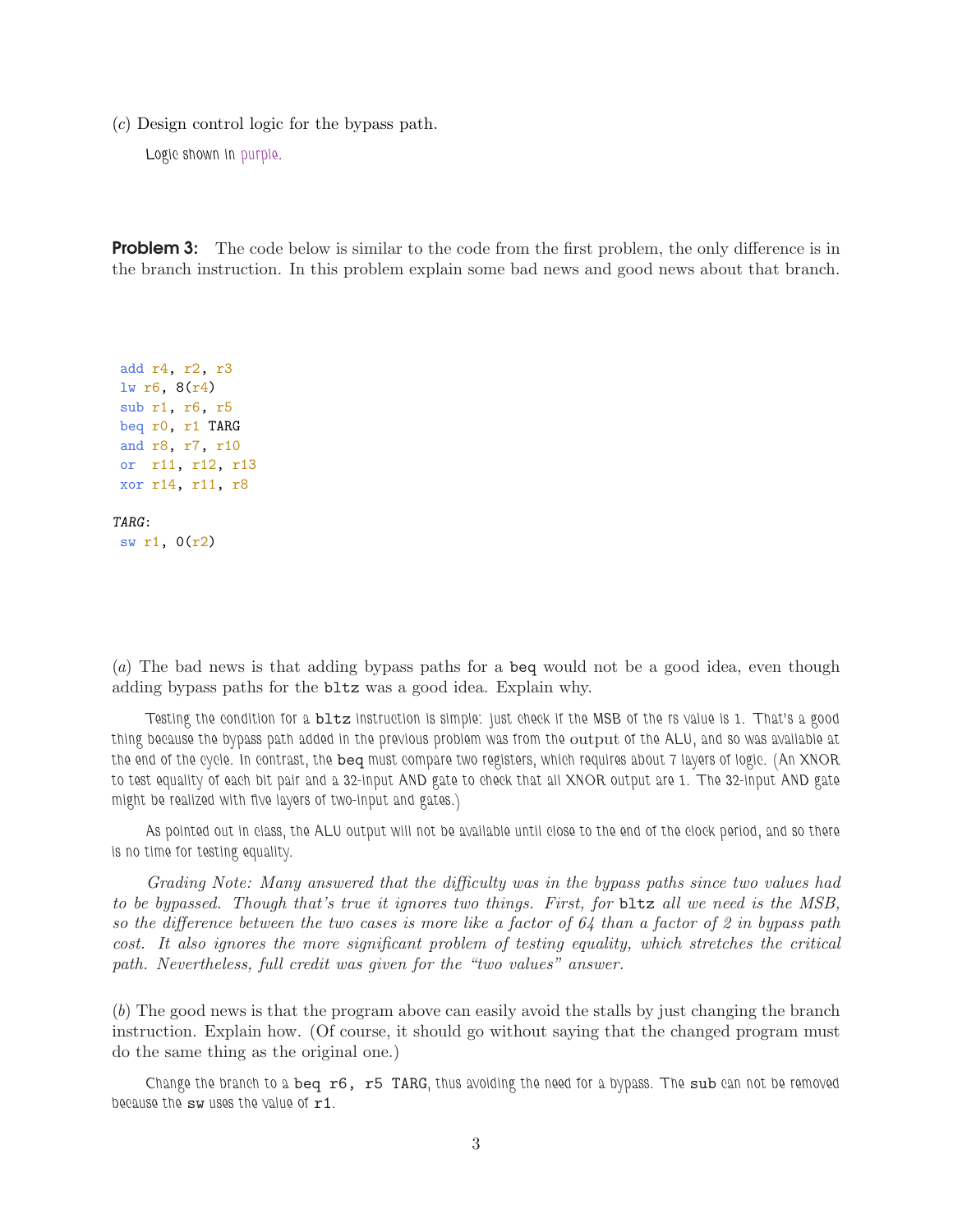(*c*) Design control logic for the bypass path.

Logic shown in purple.

**Problem 3:** The code below is similar to the code from the first problem, the only difference is in the branch instruction. In this problem explain some bad news and good news about that branch.

```
 add r4, r2, r3
 lw r6, 8(r4)
 sub r1, r6, r5
 beq r0, r1 TARG
 and r8, r7, r10
 or  r11, r12, r13
 xor r14, r11, r8

TARG:
 sw r1, 0(r2)
```

(*a*) The bad news is that adding bypass paths for a `beq` would not be a good idea, even though adding bypass paths for the `bltz` was a good idea. Explain why.

Testing the condition for a `bltz` instruction is simple: just check if the MSB of the rs value is 1. That's a good thing because the bypass path added in the previous problem was from the output of the ALU, and so was available at the end of the cycle. In contrast, the `beq` must compare two registers, which requires about 7 layers of logic. (An XNOR to test equality of each bit pair and a 32-input AND gate to check that all XNOR output are 1. The 32-input AND gate might be realized with five layers of two-input and gates.)

As pointed out in class, the ALU output will not be available until close to the end of the clock period, and so there is no time for testing equality.

*Grading Note: Many answered that the difficulty was in the bypass paths since two values had to be bypassed. Though that's true it ignores two things. First, for* `bltz` *all we need is the MSB, so the difference between the two cases is more like a factor of 64 than a factor of 2 in bypass path cost. It also ignores the more significant problem of testing equality, which stretches the critical path. Nevertheless, full credit was given for the "two values" answer.*

(*b*) The good news is that the program above can easily avoid the stalls by just changing the branch instruction. Explain how. (Of course, it should go without saying that the changed program must do the same thing as the original one.)

Change the branch to a `beq r6, r5 TARG`, thus avoiding the need for a bypass. The `sub` can not be removed because the `sw` uses the value of `r1`.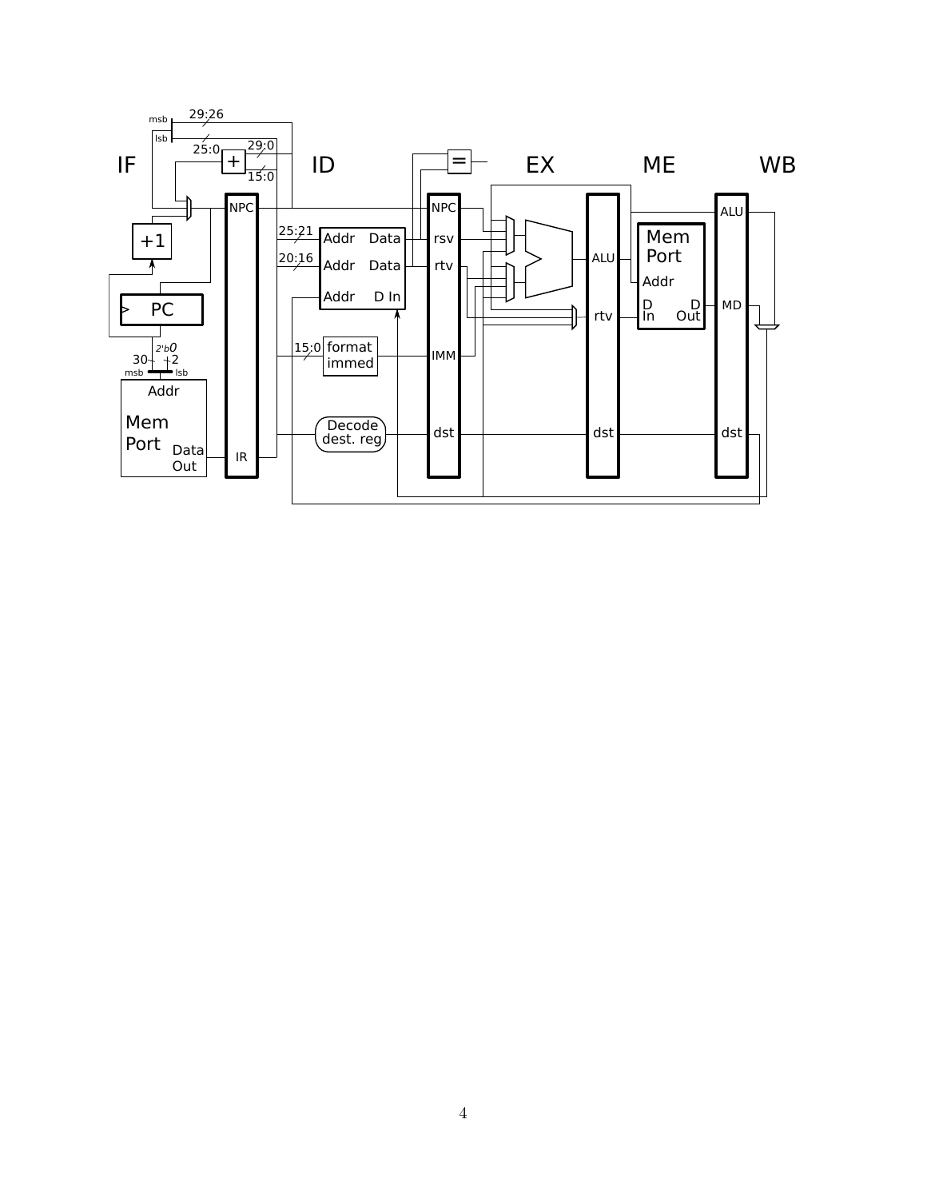msb
29:26
lsb
25:0
+
29:0
15:0
IF
ID
=
EX
ME
WB
NPC
+1
25:21
Addr Data
20:16
Addr Data
Addr D In
NPC
rsv
rtv
ALU
Mem Port
Addr
D In
D Out
ALU
MD
PC
2'b0
30
2
msb
lsb
Addr
Mem Port
Data Out
IR
15:0
format immed
IMM
rtv
Decode dest. reg
dst
dst
dst